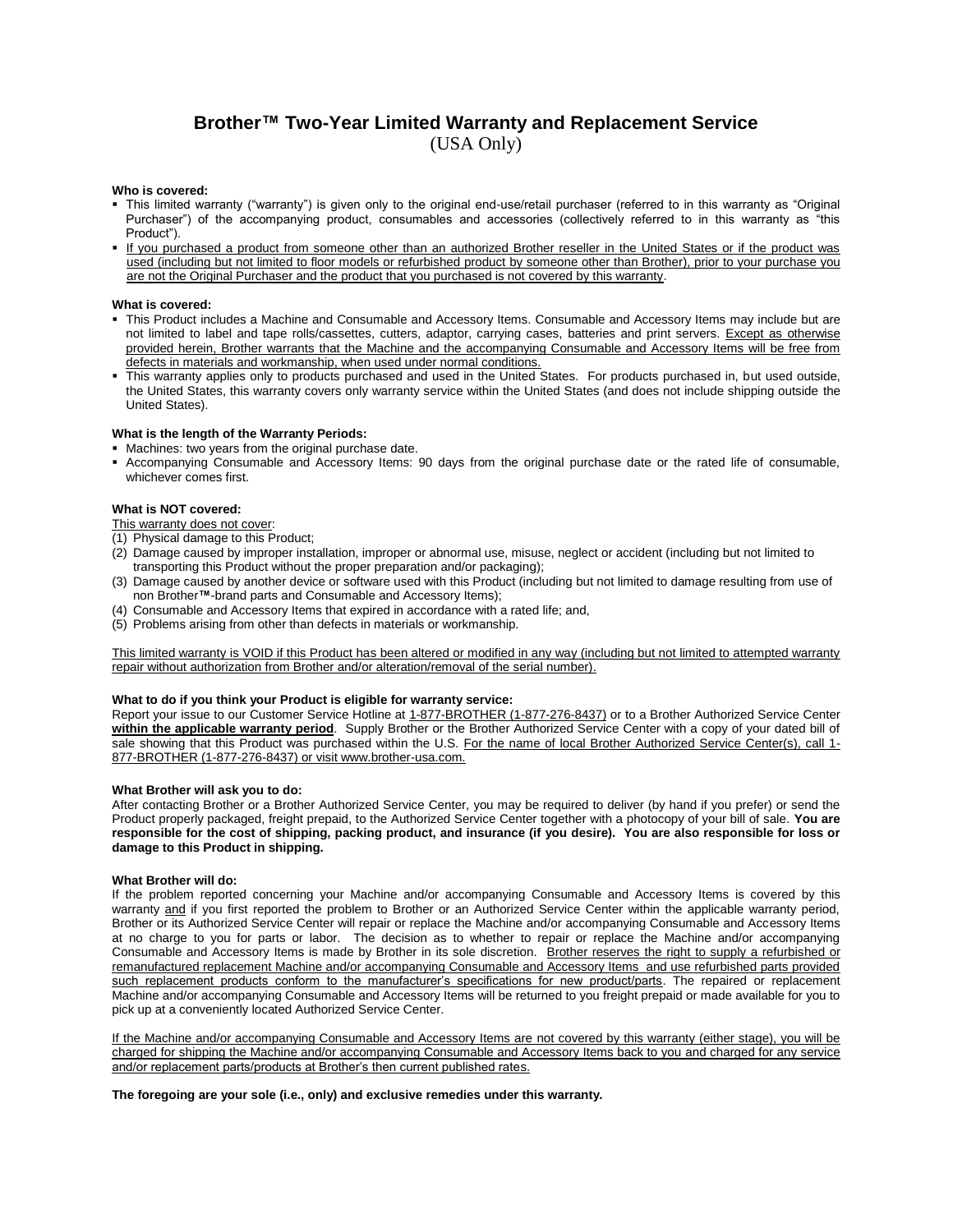# Brother™ Two-Year Limited Warranty and Replacement Service

(USA Only)

**Who is covered:**

- This limited warranty ("warranty") is given only to the original end-use/retail purchaser (referred to in this warranty as "Original Purchaser") of the accompanying product, consumables and accessories (collectively referred to in this warranty as "this Product").
- If you purchased a product from someone other than an authorized Brother reseller in the United States or if the product was used (including but not limited to floor models or refurbished product by someone other than Brother), prior to your purchase you are not the Original Purchaser and the product that you purchased is not covered by this warranty.

**What is covered:**

- This Product includes a Machine and Consumable and Accessory Items. Consumable and Accessory Items may include but are not limited to label and tape rolls/cassettes, cutters, adaptor, carrying cases, batteries and print servers. Except as otherwise provided herein, Brother warrants that the Machine and the accompanying Consumable and Accessory Items will be free from defects in materials and workmanship, when used under normal conditions.
- This warranty applies only to products purchased and used in the United States. For products purchased in, but used outside, the United States, this warranty covers only warranty service within the United States (and does not include shipping outside the United States).

**What is the length of the Warranty Periods:**

- Machines: two years from the original purchase date.
- Accompanying Consumable and Accessory Items: 90 days from the original purchase date or the rated life of consumable, whichever comes first.

**What is NOT covered:**

This warranty does not cover:

(1) Physical damage to this Product;
(2) Damage caused by improper installation, improper or abnormal use, misuse, neglect or accident (including but not limited to transporting this Product without the proper preparation and/or packaging);
(3) Damage caused by another device or software used with this Product (including but not limited to damage resulting from use of non Brother**™**-brand parts and Consumable and Accessory Items);
(4) Consumable and Accessory Items that expired in accordance with a rated life; and,
(5) Problems arising from other than defects in materials or workmanship.

This limited warranty is VOID if this Product has been altered or modified in any way (including but not limited to attempted warranty repair without authorization from Brother and/or alteration/removal of the serial number).

**What to do if you think your Product is eligible for warranty service:**

Report your issue to our Customer Service Hotline at 1-877-BROTHER (1-877-276-8437) or to a Brother Authorized Service Center **within the applicable warranty period**. Supply Brother or the Brother Authorized Service Center with a copy of your dated bill of sale showing that this Product was purchased within the U.S. For the name of local Brother Authorized Service Center(s), call 1-877-BROTHER (1-877-276-8437) or visit www.brother-usa.com.

**What Brother will ask you to do:**

After contacting Brother or a Brother Authorized Service Center, you may be required to deliver (by hand if you prefer) or send the Product properly packaged, freight prepaid, to the Authorized Service Center together with a photocopy of your bill of sale. **You are responsible for the cost of shipping, packing product, and insurance (if you desire). You are also responsible for loss or damage to this Product in shipping.**

**What Brother will do:**

If the problem reported concerning your Machine and/or accompanying Consumable and Accessory Items is covered by this warranty and if you first reported the problem to Brother or an Authorized Service Center within the applicable warranty period, Brother or its Authorized Service Center will repair or replace the Machine and/or accompanying Consumable and Accessory Items at no charge to you for parts or labor. The decision as to whether to repair or replace the Machine and/or accompanying Consumable and Accessory Items is made by Brother in its sole discretion. Brother reserves the right to supply a refurbished or remanufactured replacement Machine and/or accompanying Consumable and Accessory Items and use refurbished parts provided such replacement products conform to the manufacturer's specifications for new product/parts. The repaired or replacement Machine and/or accompanying Consumable and Accessory Items will be returned to you freight prepaid or made available for you to pick up at a conveniently located Authorized Service Center.

If the Machine and/or accompanying Consumable and Accessory Items are not covered by this warranty (either stage), you will be charged for shipping the Machine and/or accompanying Consumable and Accessory Items back to you and charged for any service and/or replacement parts/products at Brother's then current published rates.

**The foregoing are your sole (i.e., only) and exclusive remedies under this warranty.**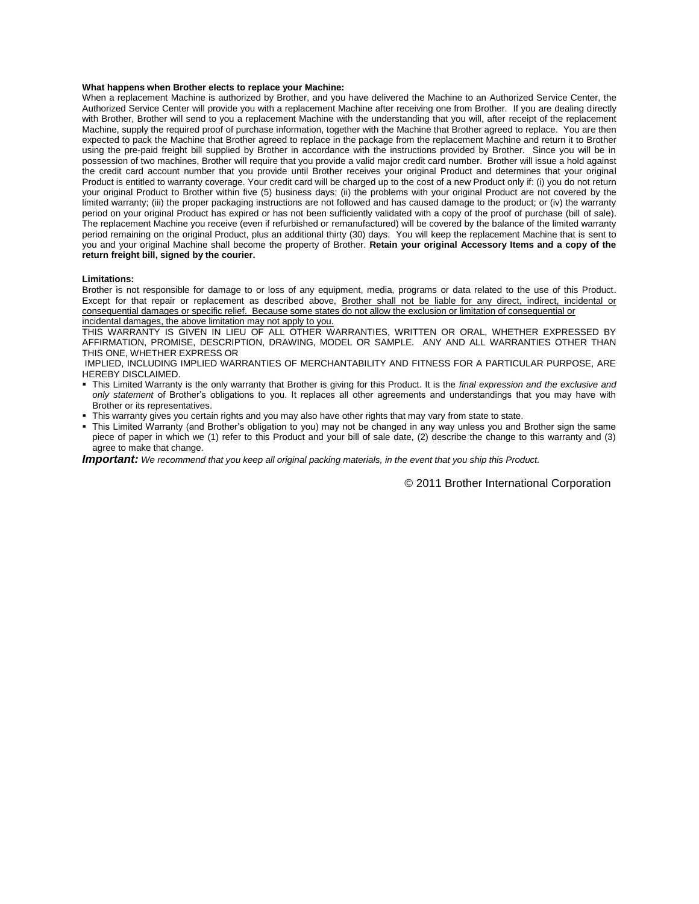**What happens when Brother elects to replace your Machine:**

When a replacement Machine is authorized by Brother, and you have delivered the Machine to an Authorized Service Center, the Authorized Service Center will provide you with a replacement Machine after receiving one from Brother. If you are dealing directly with Brother, Brother will send to you a replacement Machine with the understanding that you will, after receipt of the replacement Machine, supply the required proof of purchase information, together with the Machine that Brother agreed to replace. You are then expected to pack the Machine that Brother agreed to replace in the package from the replacement Machine and return it to Brother using the pre-paid freight bill supplied by Brother in accordance with the instructions provided by Brother. Since you will be in possession of two machines, Brother will require that you provide a valid major credit card number. Brother will issue a hold against the credit card account number that you provide until Brother receives your original Product and determines that your original Product is entitled to warranty coverage. Your credit card will be charged up to the cost of a new Product only if: (i) you do not return your original Product to Brother within five (5) business days; (ii) the problems with your original Product are not covered by the limited warranty; (iii) the proper packaging instructions are not followed and has caused damage to the product; or (iv) the warranty period on your original Product has expired or has not been sufficiently validated with a copy of the proof of purchase (bill of sale). The replacement Machine you receive (even if refurbished or remanufactured) will be covered by the balance of the limited warranty period remaining on the original Product, plus an additional thirty (30) days. You will keep the replacement Machine that is sent to you and your original Machine shall become the property of Brother. **Retain your original Accessory Items and a copy of the return freight bill, signed by the courier.**

**Limitations:**

Brother is not responsible for damage to or loss of any equipment, media, programs or data related to the use of this Product. Except for that repair or replacement as described above, Brother shall not be liable for any direct, indirect, incidental or consequential damages or specific relief. Because some states do not allow the exclusion or limitation of consequential or incidental damages, the above limitation may not apply to you.

THIS WARRANTY IS GIVEN IN LIEU OF ALL OTHER WARRANTIES, WRITTEN OR ORAL, WHETHER EXPRESSED BY AFFIRMATION, PROMISE, DESCRIPTION, DRAWING, MODEL OR SAMPLE. ANY AND ALL WARRANTIES OTHER THAN THIS ONE, WHETHER EXPRESS OR

IMPLIED, INCLUDING IMPLIED WARRANTIES OF MERCHANTABILITY AND FITNESS FOR A PARTICULAR PURPOSE, ARE HEREBY DISCLAIMED.

- This Limited Warranty is the only warranty that Brother is giving for this Product. It is the *final expression and the exclusive and only statement* of Brother's obligations to you. It replaces all other agreements and understandings that you may have with Brother or its representatives.
- This warranty gives you certain rights and you may also have other rights that may vary from state to state.
- This Limited Warranty (and Brother's obligation to you) may not be changed in any way unless you and Brother sign the same piece of paper in which we (1) refer to this Product and your bill of sale date, (2) describe the change to this warranty and (3) agree to make that change.

***Important:*** *We recommend that you keep all original packing materials, in the event that you ship this Product.*

© 2011 Brother International Corporation